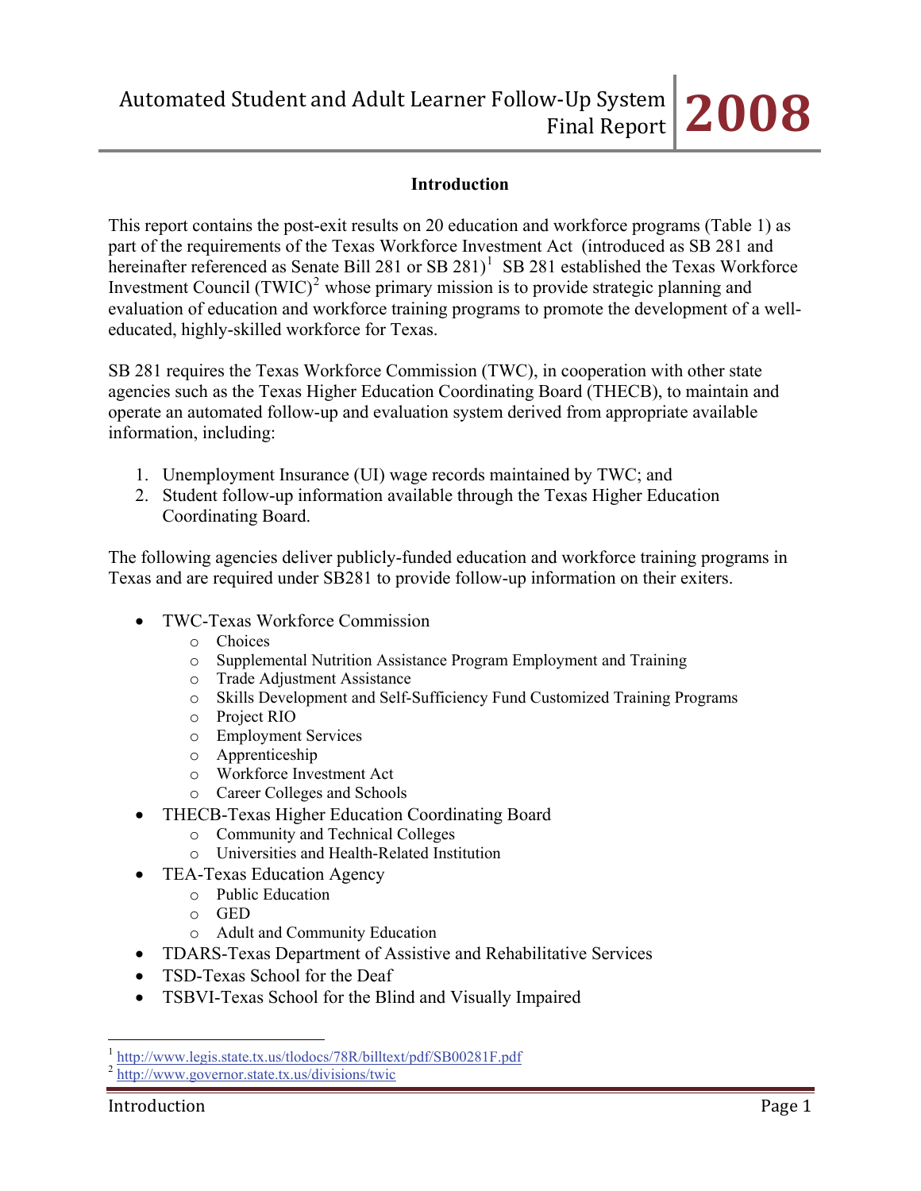## Introduction

This report contains the post-exit results on 20 education and workforce programs (Table 1) as part of the requirements of the Texas Workforce Investment Act (introduced as SB 281 and hereinafter referenced as Senate Bill 281 or SB 281)[1] SB 281 established the Texas Workforce Investment Council (TWIC)[2] whose primary mission is to provide strategic planning and evaluation of education and workforce training programs to promote the development of a well-educated, highly-skilled workforce for Texas.

SB 281 requires the Texas Workforce Commission (TWC), in cooperation with other state agencies such as the Texas Higher Education Coordinating Board (THECB), to maintain and operate an automated follow-up and evaluation system derived from appropriate available information, including:

1. Unemployment Insurance (UI) wage records maintained by TWC; and
2. Student follow-up information available through the Texas Higher Education Coordinating Board.

The following agencies deliver publicly-funded education and workforce training programs in Texas and are required under SB281 to provide follow-up information on their exiters.

- TWC-Texas Workforce Commission
  - Choices
  - Supplemental Nutrition Assistance Program Employment and Training
  - Trade Adjustment Assistance
  - Skills Development and Self-Sufficiency Fund Customized Training Programs
  - Project RIO
  - Employment Services
  - Apprenticeship
  - Workforce Investment Act
  - Career Colleges and Schools
- THECB-Texas Higher Education Coordinating Board
  - Community and Technical Colleges
  - Universities and Health-Related Institution
- TEA-Texas Education Agency
  - Public Education
  - GED
  - Adult and Community Education
- TDARS-Texas Department of Assistive and Rehabilitative Services
- TSD-Texas School for the Deaf
- TSBVI-Texas School for the Blind and Visually Impaired

---

[1] http://www.legis.state.tx.us/tlodocs/78R/billtext/pdf/SB00281F.pdf

[2] http://www.governor.state.tx.us/divisions/twic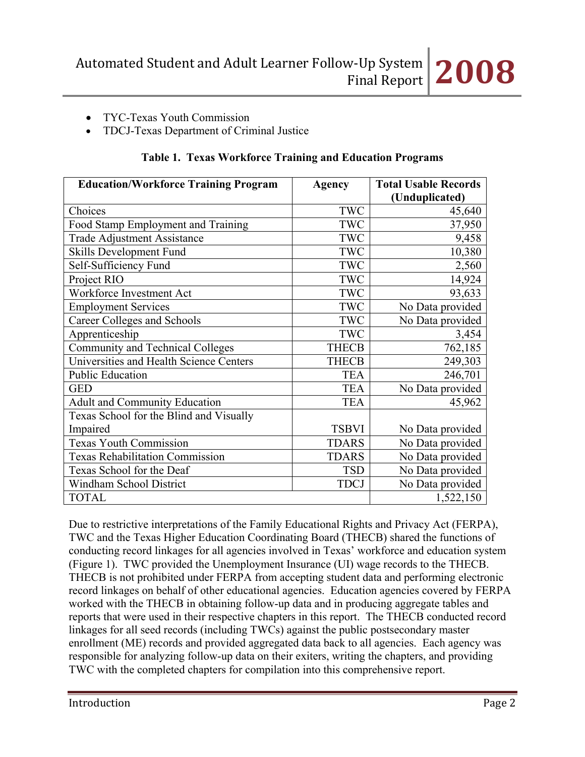- TYC-Texas Youth Commission
- TDCJ-Texas Department of Criminal Justice

**Table 1. Texas Workforce Training and Education Programs**

| Education/Workforce Training Program | Agency | Total Usable Records (Unduplicated) |
|---|---|---|
| Choices | TWC | 45,640 |
| Food Stamp Employment and Training | TWC | 37,950 |
| Trade Adjustment Assistance | TWC | 9,458 |
| Skills Development Fund | TWC | 10,380 |
| Self-Sufficiency Fund | TWC | 2,560 |
| Project RIO | TWC | 14,924 |
| Workforce Investment Act | TWC | 93,633 |
| Employment Services | TWC | No Data provided |
| Career Colleges and Schools | TWC | No Data provided |
| Apprenticeship | TWC | 3,454 |
| Community and Technical Colleges | THECB | 762,185 |
| Universities and Health Science Centers | THECB | 249,303 |
| Public Education | TEA | 246,701 |
| GED | TEA | No Data provided |
| Adult and Community Education | TEA | 45,962 |
| Texas School for the Blind and Visually Impaired | TSBVI | No Data provided |
| Texas Youth Commission | TDARS | No Data provided |
| Texas Rehabilitation Commission | TDARS | No Data provided |
| Texas School for the Deaf | TSD | No Data provided |
| Windham School District | TDCJ | No Data provided |
| TOTAL | | 1,522,150 |

Due to restrictive interpretations of the Family Educational Rights and Privacy Act (FERPA), TWC and the Texas Higher Education Coordinating Board (THECB) shared the functions of conducting record linkages for all agencies involved in Texas' workforce and education system (Figure 1). TWC provided the Unemployment Insurance (UI) wage records to the THECB. THECB is not prohibited under FERPA from accepting student data and performing electronic record linkages on behalf of other educational agencies. Education agencies covered by FERPA worked with the THECB in obtaining follow-up data and in producing aggregate tables and reports that were used in their respective chapters in this report. The THECB conducted record linkages for all seed records (including TWCs) against the public postsecondary master enrollment (ME) records and provided aggregated data back to all agencies. Each agency was responsible for analyzing follow-up data on their exiters, writing the chapters, and providing TWC with the completed chapters for compilation into this comprehensive report.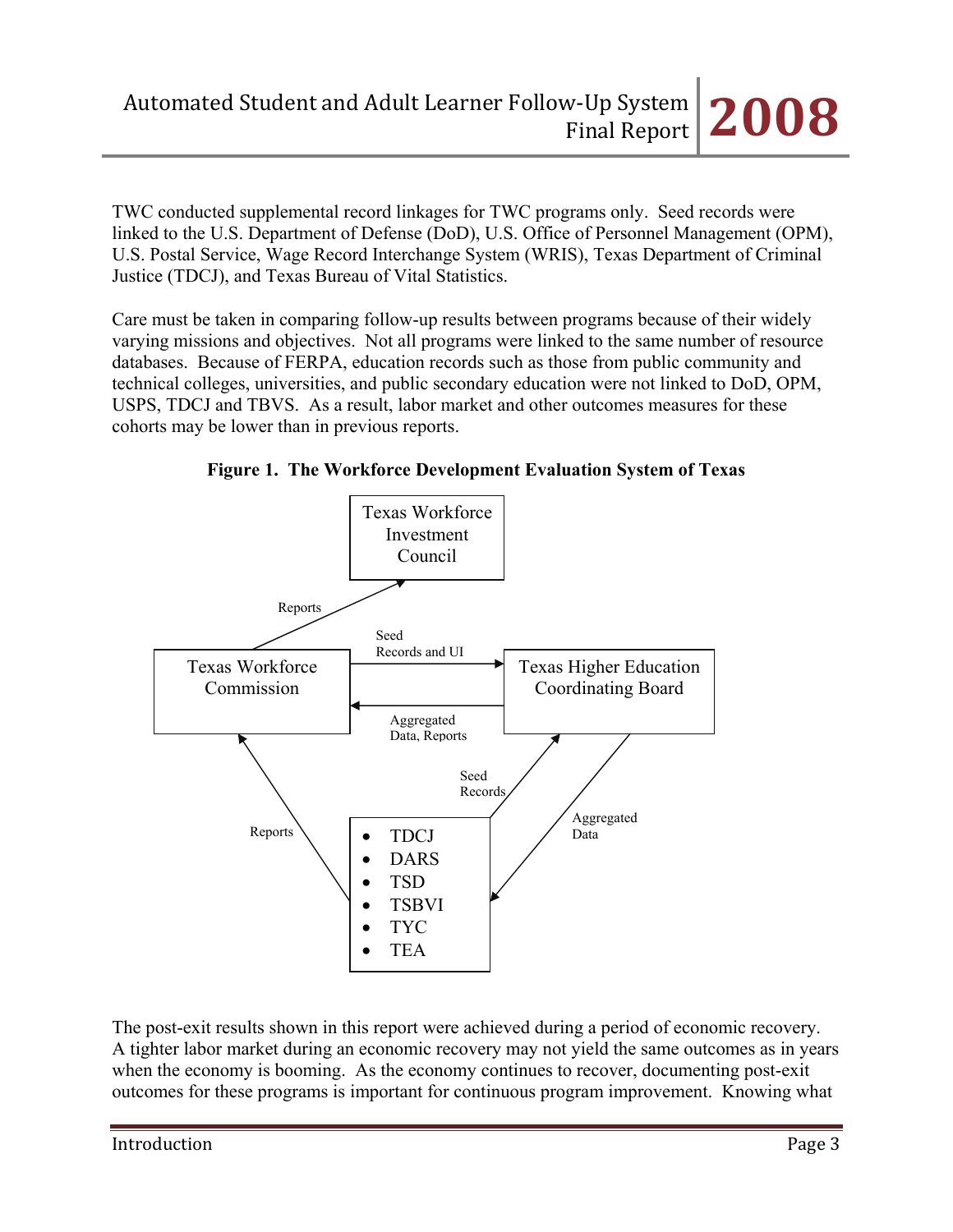TWC conducted supplemental record linkages for TWC programs only. Seed records were linked to the U.S. Department of Defense (DoD), U.S. Office of Personnel Management (OPM), U.S. Postal Service, Wage Record Interchange System (WRIS), Texas Department of Criminal Justice (TDCJ), and Texas Bureau of Vital Statistics.

Care must be taken in comparing follow-up results between programs because of their widely varying missions and objectives. Not all programs were linked to the same number of resource databases. Because of FERPA, education records such as those from public community and technical colleges, universities, and public secondary education were not linked to DoD, OPM, USPS, TDCJ and TBVS. As a result, labor market and other outcomes measures for these cohorts may be lower than in previous reports.

**Figure 1. The Workforce Development Evaluation System of Texas**

Texas Workforce Investment Council

Reports

Texas Workforce Commission

Seed Records and UI

Aggregated Data, Reports

Texas Higher Education Coordinating Board

Seed Records

Aggregated Data

Reports

- TDCJ
- DARS
- TSD
- TSBVI
- TYC
- TEA

The post-exit results shown in this report were achieved during a period of economic recovery. A tighter labor market during an economic recovery may not yield the same outcomes as in years when the economy is booming. As the economy continues to recover, documenting post-exit outcomes for these programs is important for continuous program improvement. Knowing what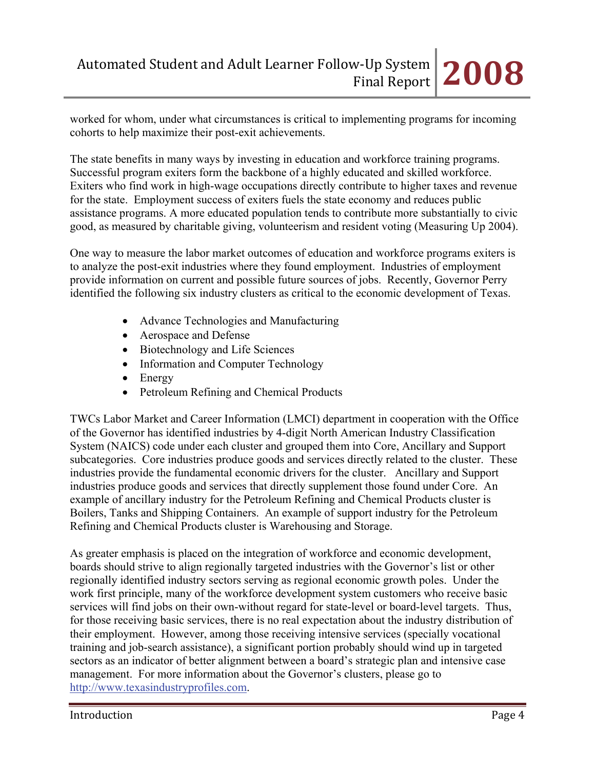worked for whom, under what circumstances is critical to implementing programs for incoming cohorts to help maximize their post-exit achievements.

The state benefits in many ways by investing in education and workforce training programs. Successful program exiters form the backbone of a highly educated and skilled workforce. Exiters who find work in high-wage occupations directly contribute to higher taxes and revenue for the state. Employment success of exiters fuels the state economy and reduces public assistance programs. A more educated population tends to contribute more substantially to civic good, as measured by charitable giving, volunteerism and resident voting (Measuring Up 2004).

One way to measure the labor market outcomes of education and workforce programs exiters is to analyze the post-exit industries where they found employment. Industries of employment provide information on current and possible future sources of jobs. Recently, Governor Perry identified the following six industry clusters as critical to the economic development of Texas.

- Advance Technologies and Manufacturing
- Aerospace and Defense
- Biotechnology and Life Sciences
- Information and Computer Technology
- Energy
- Petroleum Refining and Chemical Products

TWCs Labor Market and Career Information (LMCI) department in cooperation with the Office of the Governor has identified industries by 4-digit North American Industry Classification System (NAICS) code under each cluster and grouped them into Core, Ancillary and Support subcategories. Core industries produce goods and services directly related to the cluster. These industries provide the fundamental economic drivers for the cluster. Ancillary and Support industries produce goods and services that directly supplement those found under Core. An example of ancillary industry for the Petroleum Refining and Chemical Products cluster is Boilers, Tanks and Shipping Containers. An example of support industry for the Petroleum Refining and Chemical Products cluster is Warehousing and Storage.

As greater emphasis is placed on the integration of workforce and economic development, boards should strive to align regionally targeted industries with the Governor's list or other regionally identified industry sectors serving as regional economic growth poles. Under the work first principle, many of the workforce development system customers who receive basic services will find jobs on their own-without regard for state-level or board-level targets. Thus, for those receiving basic services, there is no real expectation about the industry distribution of their employment. However, among those receiving intensive services (specially vocational training and job-search assistance), a significant portion probably should wind up in targeted sectors as an indicator of better alignment between a board's strategic plan and intensive case management. For more information about the Governor's clusters, please go to [http://www.texasindustryprofiles.com](http://www.texasindustryprofiles.com).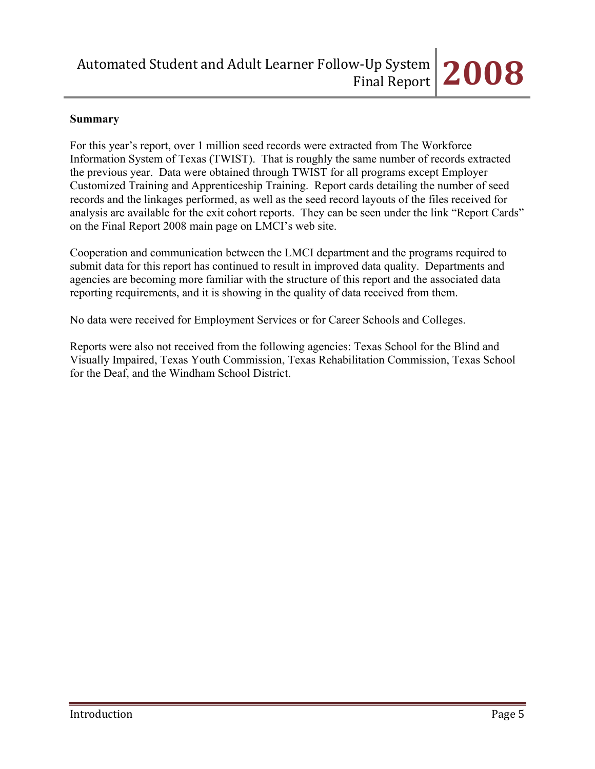**Summary**

For this year's report, over 1 million seed records were extracted from The Workforce Information System of Texas (TWIST). That is roughly the same number of records extracted the previous year. Data were obtained through TWIST for all programs except Employer Customized Training and Apprenticeship Training. Report cards detailing the number of seed records and the linkages performed, as well as the seed record layouts of the files received for analysis are available for the exit cohort reports. They can be seen under the link "Report Cards" on the Final Report 2008 main page on LMCI's web site.

Cooperation and communication between the LMCI department and the programs required to submit data for this report has continued to result in improved data quality. Departments and agencies are becoming more familiar with the structure of this report and the associated data reporting requirements, and it is showing in the quality of data received from them.

No data were received for Employment Services or for Career Schools and Colleges.

Reports were also not received from the following agencies: Texas School for the Blind and Visually Impaired, Texas Youth Commission, Texas Rehabilitation Commission, Texas School for the Deaf, and the Windham School District.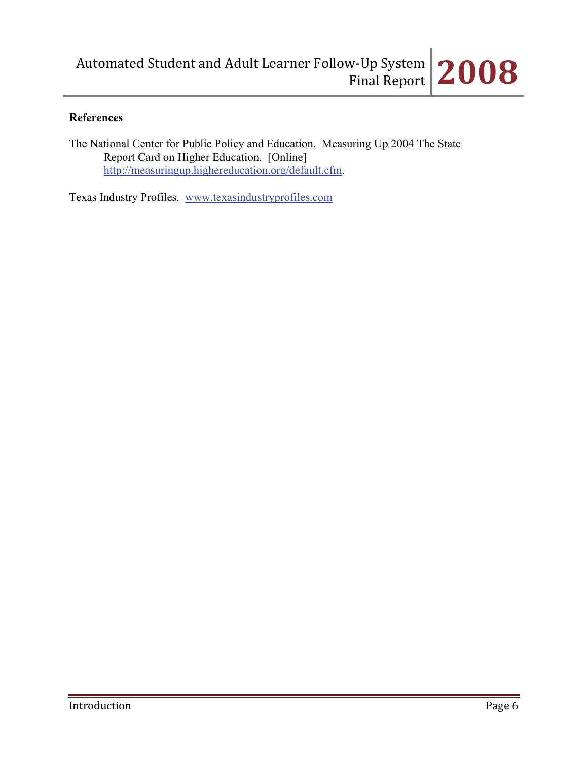**References**

The National Center for Public Policy and Education. Measuring Up 2004 The State Report Card on Higher Education. [Online] http://measuringup.highereducation.org/default.cfm.

Texas Industry Profiles. www.texasindustryprofiles.com